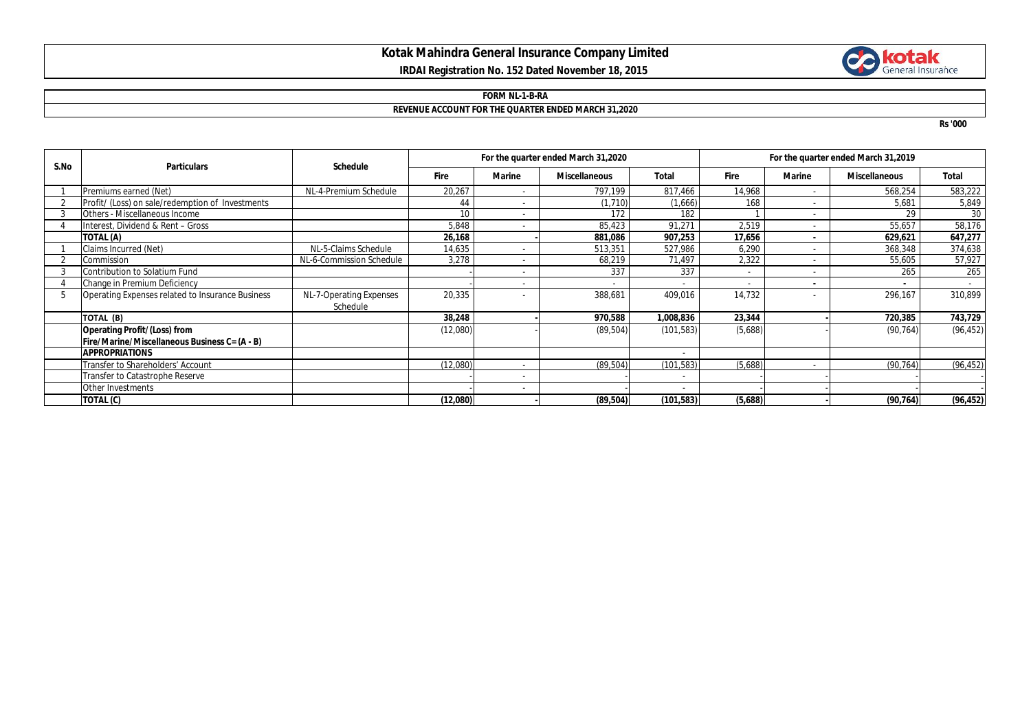# Kotak Mahindra General Insurance Company Limited

**IRDAI Registration No. 152 Dated November 18, 2015**

**FORM NL-1-B-RA**

**REVENUE ACCOUNT FOR THE QUARTER ENDED MARCH 31,2020**

Rs '000

| S.No | Particulars | Schedule | For the quarter ended March 31,2020 | | | | For the quarter ended March 31,2019 | | | |
|---|---|---|---|---|---|---|---|---|---|---|
| | | | Fire | Marine | Miscellaneous | Total | Fire | Marine | Miscellaneous | Total |
| 1 | Premiums earned (Net) | NL-4-Premium Schedule | 20,267 | - | 797,199 | 817,466 | 14,968 | - | 568,254 | 583,222 |
| 2 | Profit/ (Loss) on sale/redemption of Investments | | 44 | - | (1,710) | (1,666) | 168 | - | 5,681 | 5,849 |
| 3 | Others - Miscellaneous Income | | 10 | - | 172 | 182 | 1 | - | 29 | 30 |
| 4 | Interest, Dividend & Rent – Gross | | 5,848 | - | 85,423 | 91,271 | 2,519 | - | 55,657 | 58,176 |
| | **TOTAL (A)** | | **26,168** | **-** | **881,086** | **907,253** | **17,656** | **-** | **629,621** | **647,277** |
| 1 | Claims Incurred (Net) | NL-5-Claims Schedule | 14,635 | - | 513,351 | 527,986 | 6,290 | - | 368,348 | 374,638 |
| 2 | Commission | NL-6-Commission Schedule | 3,278 | - | 68,219 | 71,497 | 2,322 | - | 55,605 | 57,927 |
| 3 | Contribution to Solatium Fund | | - | - | 337 | 337 | - | - | 265 | 265 |
| 4 | Change in Premium Deficiency | | - | - | - | - | - | - | - | - |
| 5 | Operating Expenses related to Insurance Business | NL-7-Operating Expenses Schedule | 20,335 | - | 388,681 | 409,016 | 14,732 | - | 296,167 | 310,899 |
| | **TOTAL (B)** | | **38,248** | **-** | **970,588** | **1,008,836** | **23,344** | **-** | **720,385** | **743,729** |
| | **Operating Profit/(Loss) from Fire/Marine/Miscellaneous Business C= (A - B)** | | (12,080) | - | (89,504) | (101,583) | (5,688) | - | (90,764) | (96,452) |
| | **APPROPRIATIONS** | | | | | - | | | | |
| | Transfer to Shareholders' Account | | (12,080) | - | (89,504) | (101,583) | (5,688) | - | (90,764) | (96,452) |
| | Transfer to Catastrophe Reserve | | - | - | - | - | - | - | - | - |
| | Other Investments | | - | - | - | - | - | - | - | - |
| | **TOTAL (C)** | | **(12,080)** | **-** | **(89,504)** | **(101,583)** | **(5,688)** | **-** | **(90,764)** | **(96,452)** |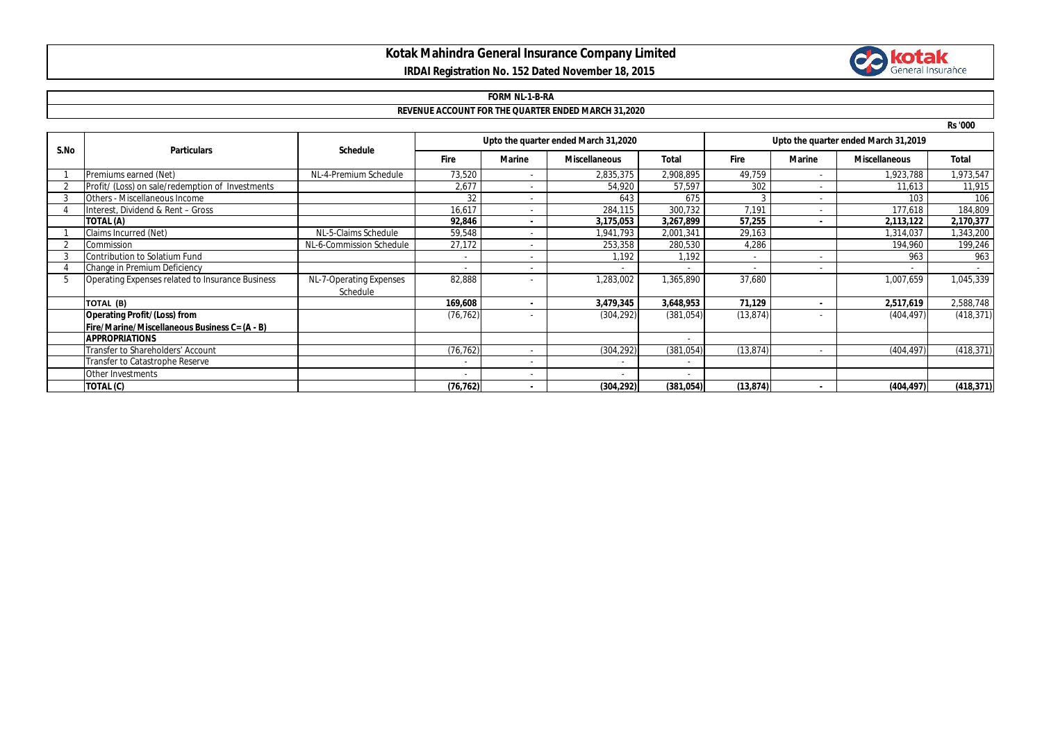# Kotak Mahindra General Insurance Company Limited

**IRDAI Registration No. 152 Dated November 18, 2015**

**FORM NL-1-B-RA**

**REVENUE ACCOUNT FOR THE QUARTER ENDED MARCH 31,2020**

Rs '000

| S.No | Particulars | Schedule | Upto the quarter ended March 31,2020 | | | | Upto the quarter ended March 31,2019 | | | |
|---|---|---|---|---|---|---|---|---|---|---|
| | | | Fire | Marine | Miscellaneous | Total | Fire | Marine | Miscellaneous | Total |
| 1 | Premiums earned (Net) | NL-4-Premium Schedule | 73,520 | - | 2,835,375 | 2,908,895 | 49,759 | - | 1,923,788 | 1,973,547 |
| 2 | Profit/ (Loss) on sale/redemption of Investments | | 2,677 | - | 54,920 | 57,597 | 302 | - | 11,613 | 11,915 |
| 3 | Others - Miscellaneous Income | | 32 | - | 643 | 675 | 3 | - | 103 | 106 |
| 4 | Interest, Dividend & Rent – Gross | | 16,617 | - | 284,115 | 300,732 | 7,191 | - | 177,618 | 184,809 |
| | **TOTAL (A)** | | **92,846** | **-** | **3,175,053** | **3,267,899** | **57,255** | **-** | **2,113,122** | **2,170,377** |
| 1 | Claims Incurred (Net) | NL-5-Claims Schedule | 59,548 | - | 1,941,793 | 2,001,341 | 29,163 | | 1,314,037 | 1,343,200 |
| 2 | Commission | NL-6-Commission Schedule | 27,172 | - | 253,358 | 280,530 | 4,286 | | 194,960 | 199,246 |
| 3 | Contribution to Solatium Fund | | - | - | 1,192 | 1,192 | - | - | 963 | 963 |
| 4 | Change in Premium Deficiency | | - | - | - | - | - | - | - | - |
| 5 | Operating Expenses related to Insurance Business | NL-7-Operating Expenses Schedule | 82,888 | - | 1,283,002 | 1,365,890 | 37,680 | | 1,007,659 | 1,045,339 |
| | **TOTAL (B)** | | **169,608** | **-** | **3,479,345** | **3,648,953** | **71,129** | **-** | **2,517,619** | 2,588,748 |
| | **Operating Profit/(Loss) from Fire/Marine/Miscellaneous Business C= (A - B)** | | (76,762) | - | (304,292) | (381,054) | (13,874) | - | (404,497) | (418,371) |
| | **APPROPRIATIONS** | | | | | - | | | | |
| | Transfer to Shareholders' Account | | (76,762) | - | (304,292) | (381,054) | (13,874) | - | (404,497) | (418,371) |
| | Transfer to Catastrophe Reserve | | - | - | - | - | | | | |
| | Other Investments | | - | - | - | - | | | | |
| | **TOTAL (C)** | | **(76,762)** | **-** | **(304,292)** | **(381,054)** | **(13,874)** | **-** | **(404,497)** | **(418,371)** |